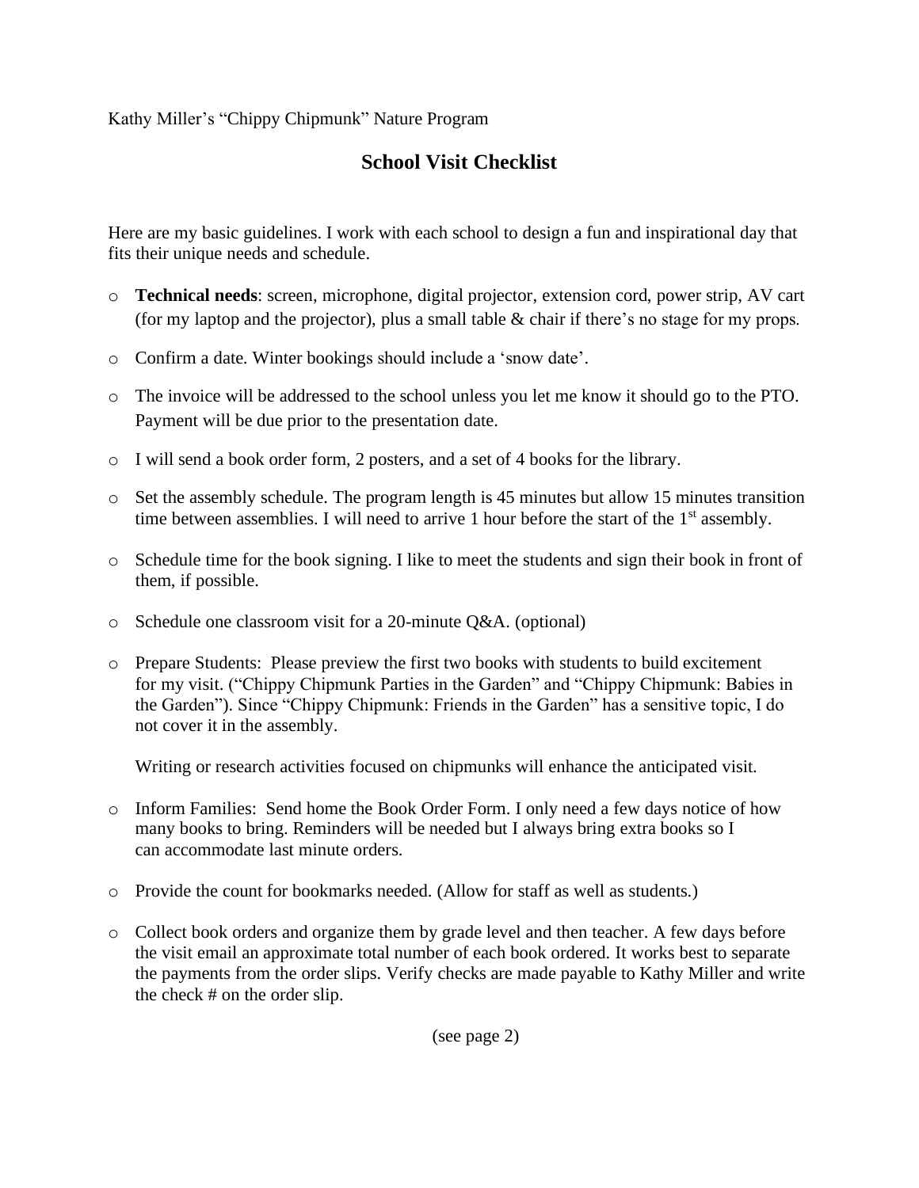Kathy Miller's "Chippy Chipmunk" Nature Program

## School Visit Checklist

Here are my basic guidelines. I work with each school to design a fun and inspirational day that fits their unique needs and schedule.

- **Technical needs**: screen, microphone, digital projector, extension cord, power strip, AV cart (for my laptop and the projector), plus a small table & chair if there's no stage for my props.
- Confirm a date. Winter bookings should include a 'snow date'.
- The invoice will be addressed to the school unless you let me know it should go to the PTO. Payment will be due prior to the presentation date.
- I will send a book order form, 2 posters, and a set of 4 books for the library.
- Set the assembly schedule. The program length is 45 minutes but allow 15 minutes transition time between assemblies. I will need to arrive 1 hour before the start of the 1st assembly.
- Schedule time for the book signing. I like to meet the students and sign their book in front of them, if possible.
- Schedule one classroom visit for a 20-minute Q&A. (optional)
- Prepare Students: Please preview the first two books with students to build excitement for my visit. ("Chippy Chipmunk Parties in the Garden" and "Chippy Chipmunk: Babies in the Garden"). Since "Chippy Chipmunk: Friends in the Garden" has a sensitive topic, I do not cover it in the assembly.

  Writing or research activities focused on chipmunks will enhance the anticipated visit.
- Inform Families: Send home the Book Order Form. I only need a few days notice of how many books to bring. Reminders will be needed but I always bring extra books so I can accommodate last minute orders.
- Provide the count for bookmarks needed. (Allow for staff as well as students.)
- Collect book orders and organize them by grade level and then teacher. A few days before the visit email an approximate total number of each book ordered. It works best to separate the payments from the order slips. Verify checks are made payable to Kathy Miller and write the check # on the order slip.

(see page 2)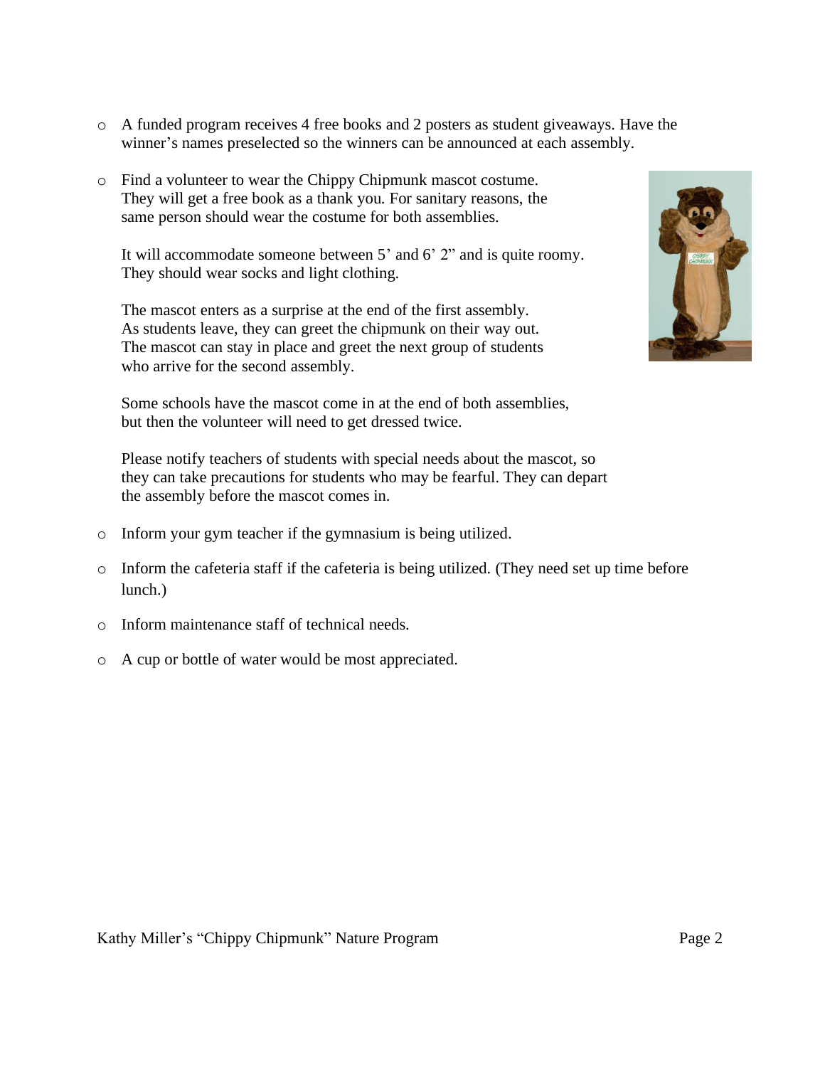- A funded program receives 4 free books and 2 posters as student giveaways. Have the winner's names preselected so the winners can be announced at each assembly.

- Find a volunteer to wear the Chippy Chipmunk mascot costume. They will get a free book as a thank you. For sanitary reasons, the same person should wear the costume for both assemblies.

  It will accommodate someone between 5' and 6' 2" and is quite roomy. They should wear socks and light clothing.

  The mascot enters as a surprise at the end of the first assembly. As students leave, they can greet the chipmunk on their way out. The mascot can stay in place and greet the next group of students who arrive for the second assembly.

  Some schools have the mascot come in at the end of both assemblies, but then the volunteer will need to get dressed twice.

  Please notify teachers of students with special needs about the mascot, so they can take precautions for students who may be fearful. They can depart the assembly before the mascot comes in.

- Inform your gym teacher if the gymnasium is being utilized.

- Inform the cafeteria staff if the cafeteria is being utilized. (They need set up time before lunch.)

- Inform maintenance staff of technical needs.

- A cup or bottle of water would be most appreciated.